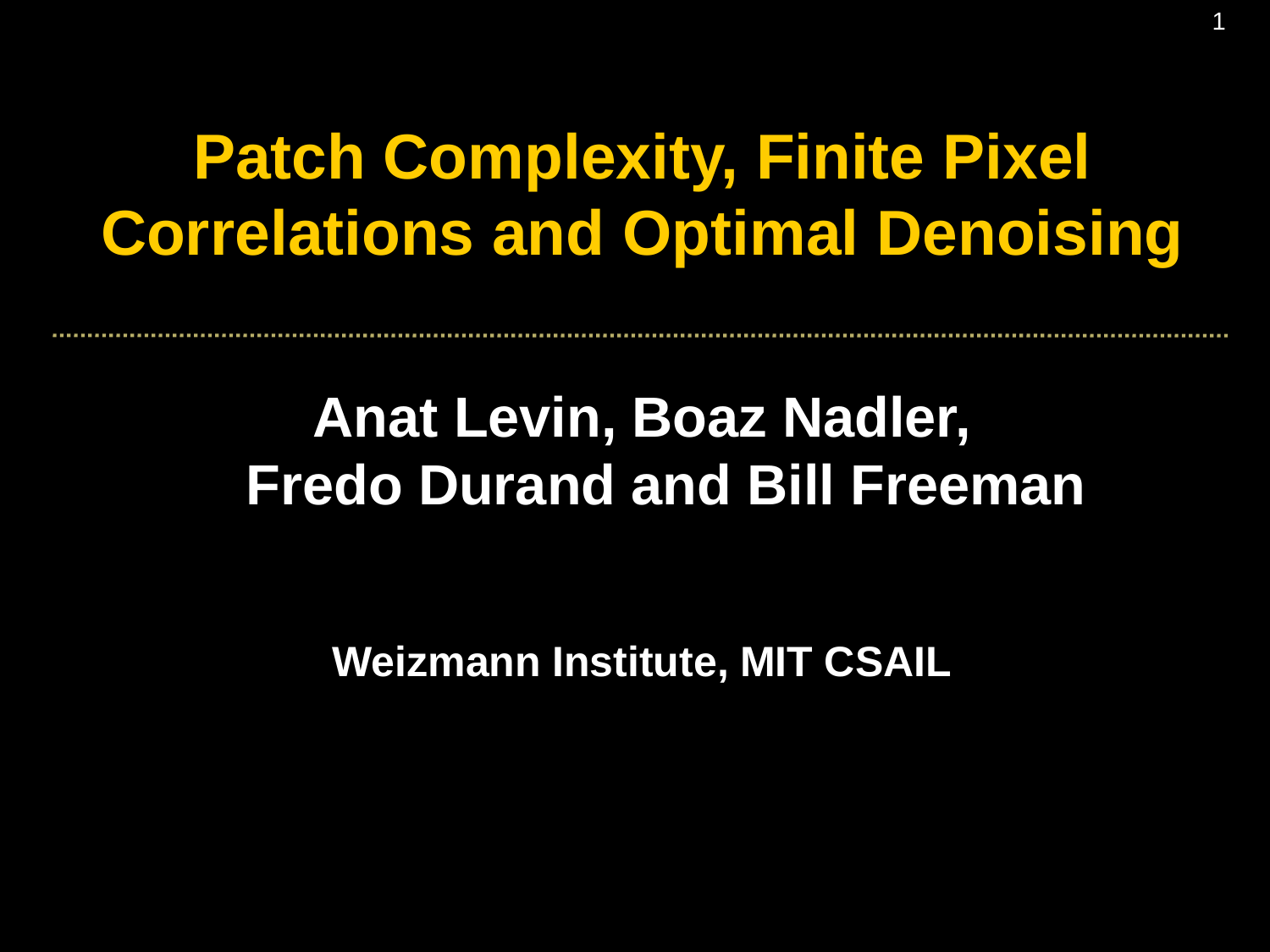# Patch Complexity, Finite Pixel Correlations and Optimal Denoising

**Anat Levin, Boaz Nadler, Fredo Durand and Bill Freeman**

**Weizmann Institute, MIT CSAIL**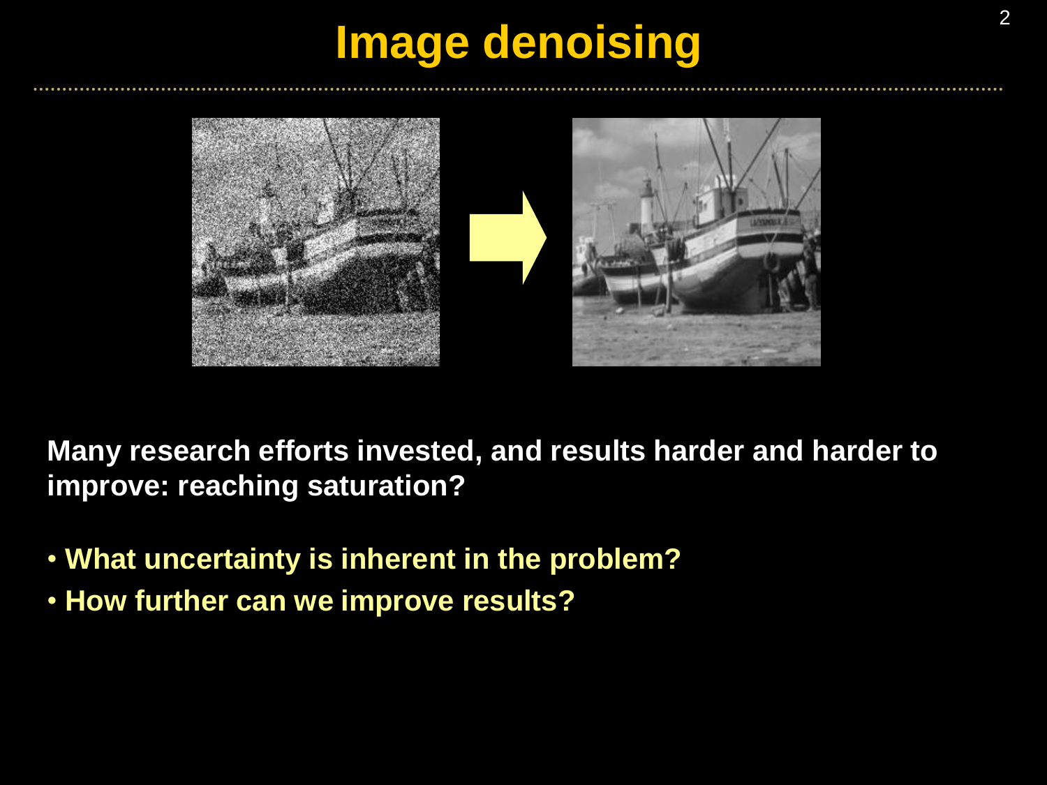# Image denoising

**Many research efforts invested, and results harder and harder to improve: reaching saturation?**

- **What uncertainty is inherent in the problem?**
- **How further can we improve results?**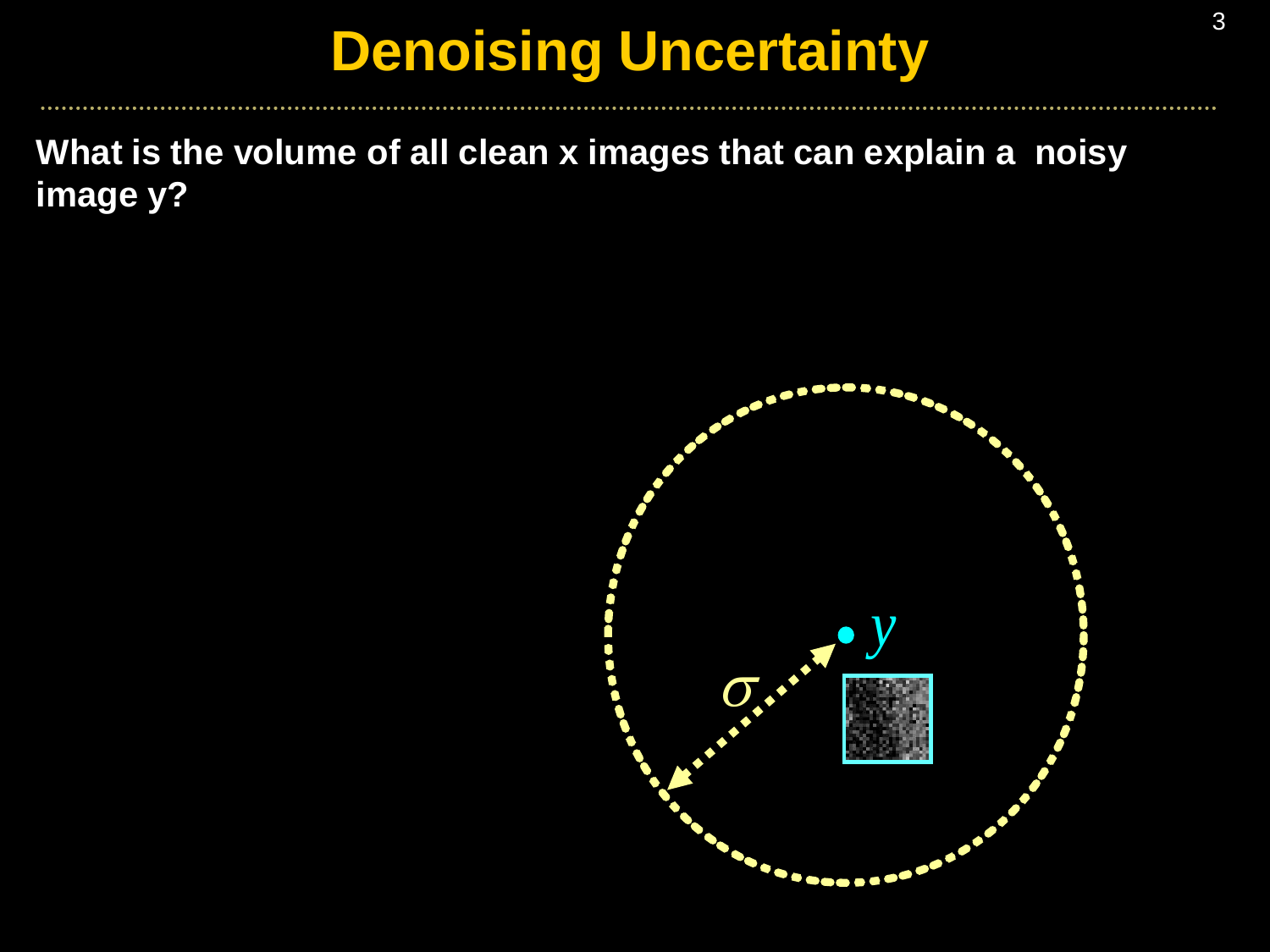# Denoising Uncertainty

**What is the volume of all clean x images that can explain a noisy image y?**

$\sigma$

$y$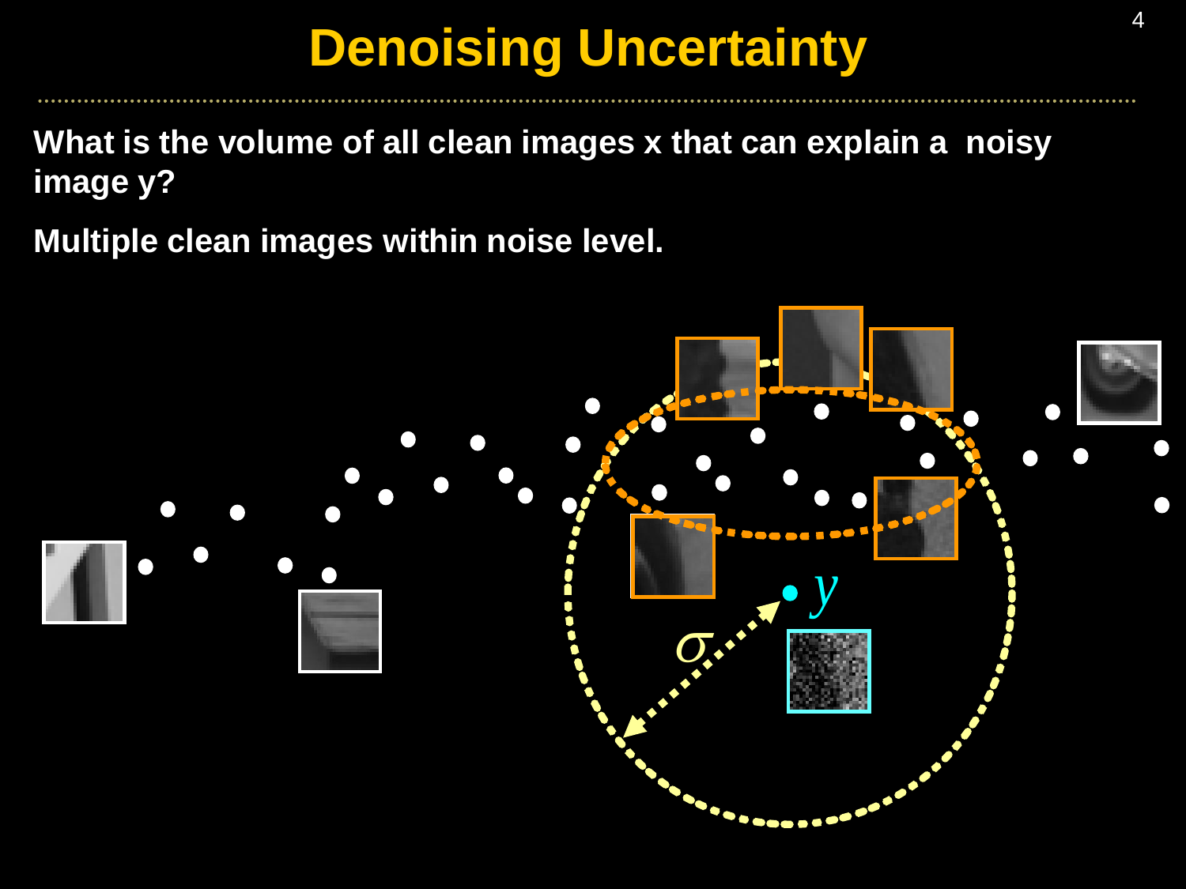# Denoising Uncertainty

**What is the volume of all clean images x that can explain a noisy image y?**

**Multiple clean images within noise level.**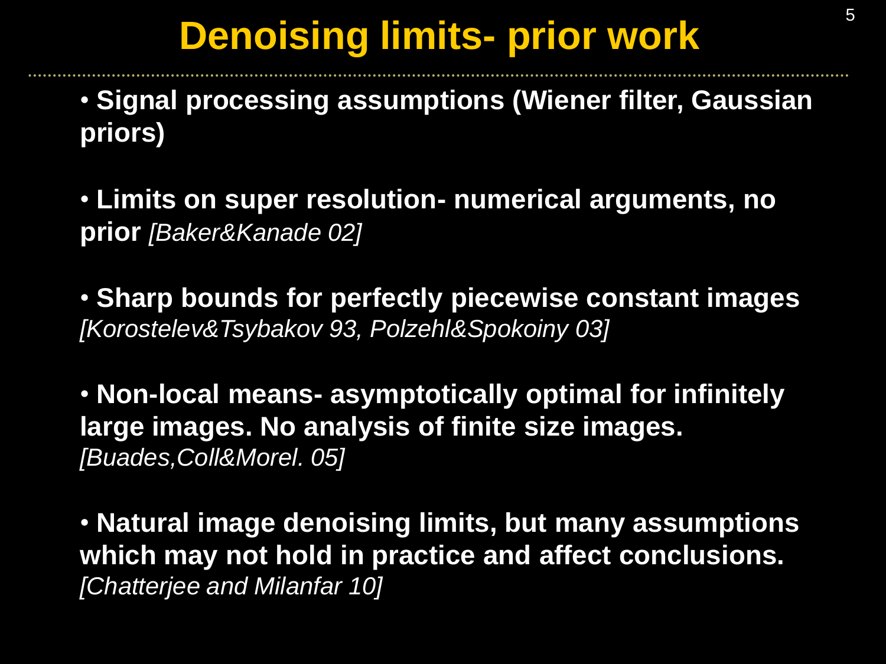# Denoising limits- prior work

- **Signal processing assumptions (Wiener filter, Gaussian priors)**

- **Limits on super resolution- numerical arguments, no prior** *[Baker&Kanade 02]*

- **Sharp bounds for perfectly piecewise constant images** *[Korostelev&Tsybakov 93, Polzehl&Spokoiny 03]*

- **Non-local means- asymptotically optimal for infinitely large images. No analysis of finite size images.** *[Buades,Coll&Morel. 05]*

- **Natural image denoising limits, but many assumptions which may not hold in practice and affect conclusions.** *[Chatterjee and Milanfar 10]*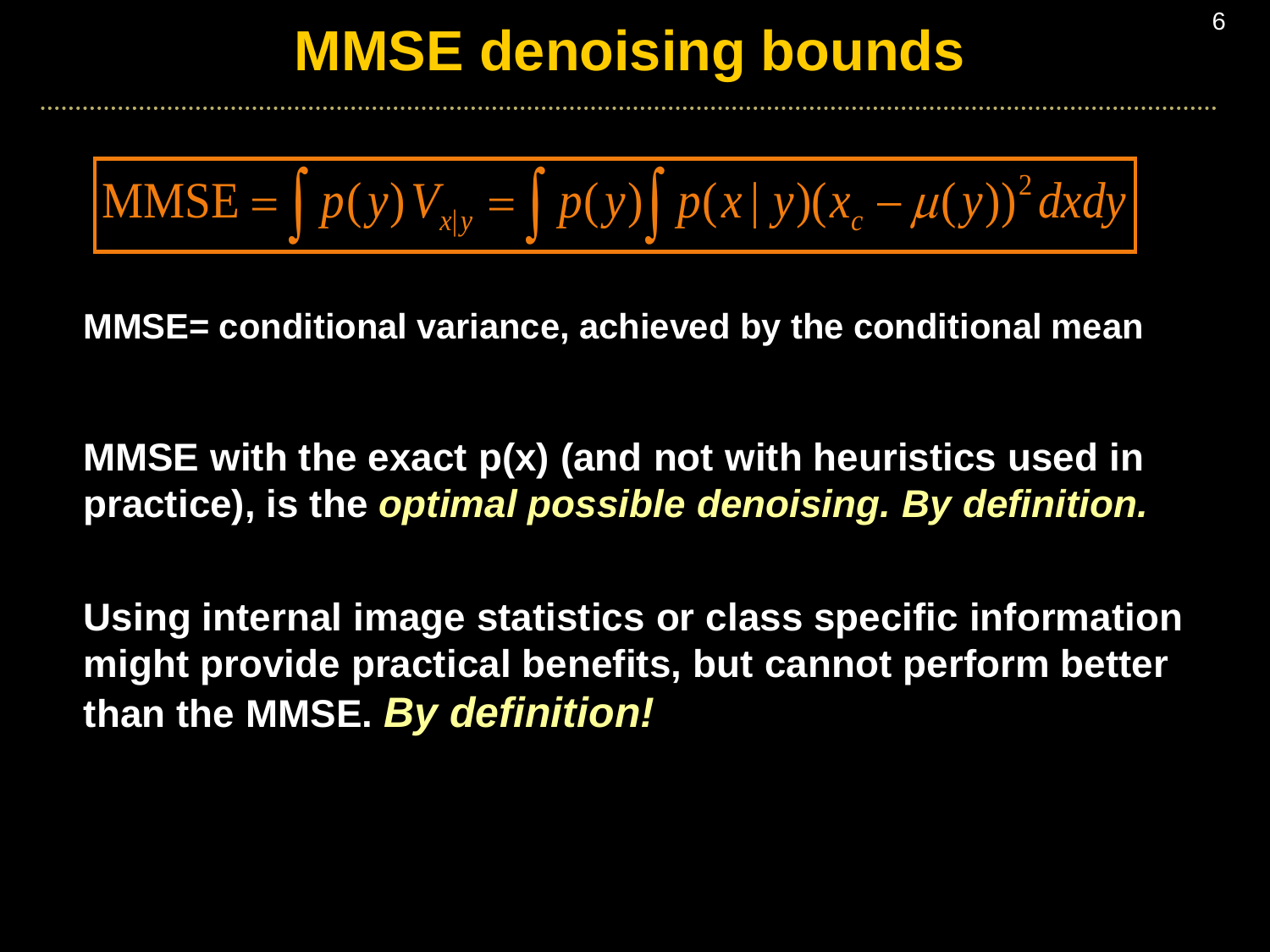# MMSE denoising bounds

$$\text{MMSE} = \int p(y) V_{x|y} = \int p(y) \int p(x \mid y)(x_c - \mu(y))^2 \, dx dy$$

**MMSE= conditional variance, achieved by the conditional mean**

**MMSE with the exact p(x) (and not with heuristics used in practice), is the *optimal possible denoising. By definition.***

**Using internal image statistics or class specific information might provide practical benefits, but cannot perform better than the MMSE. *By definition!***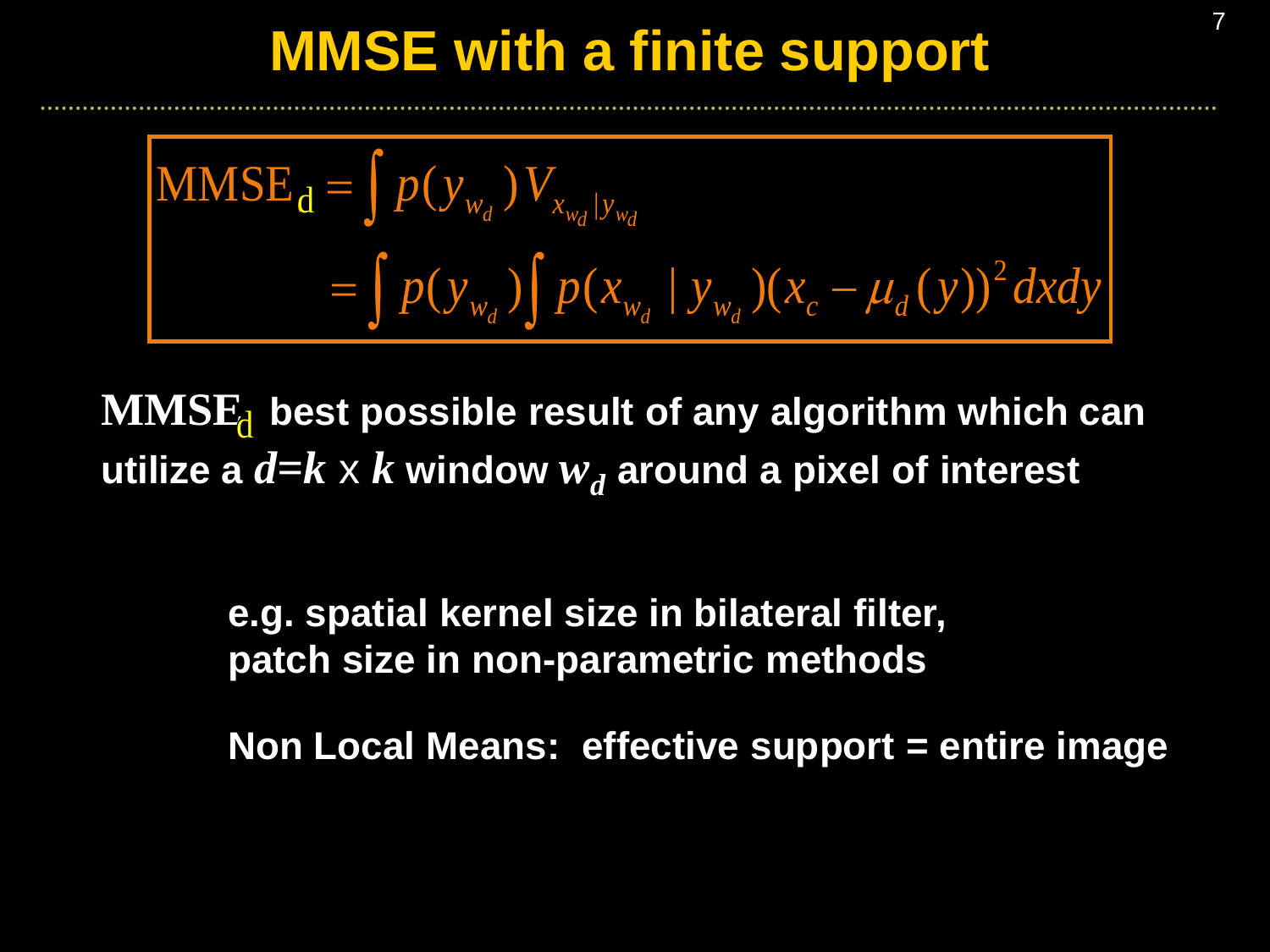# MMSE with a finite support

$$
\begin{aligned}
\mathrm{MMSE}_{\mathrm{d}} &= \int p(y_{w_d})\, V_{x_{w_d}|y_{w_d}} \\
&= \int p(y_{w_d}) \int p(x_{w_d} \mid y_{w_d})(x_c - \mu_d(y))^2\, dx dy
\end{aligned}
$$

$\mathrm{MMSE}_{\mathrm{d}}$ **best possible result of any algorithm which can utilize a** $d=k \times k$ **window** $w_d$ **around a pixel of interest**

**e.g. spatial kernel size in bilateral filter,**
**patch size in non-parametric methods**

**Non Local Means: effective support = entire image**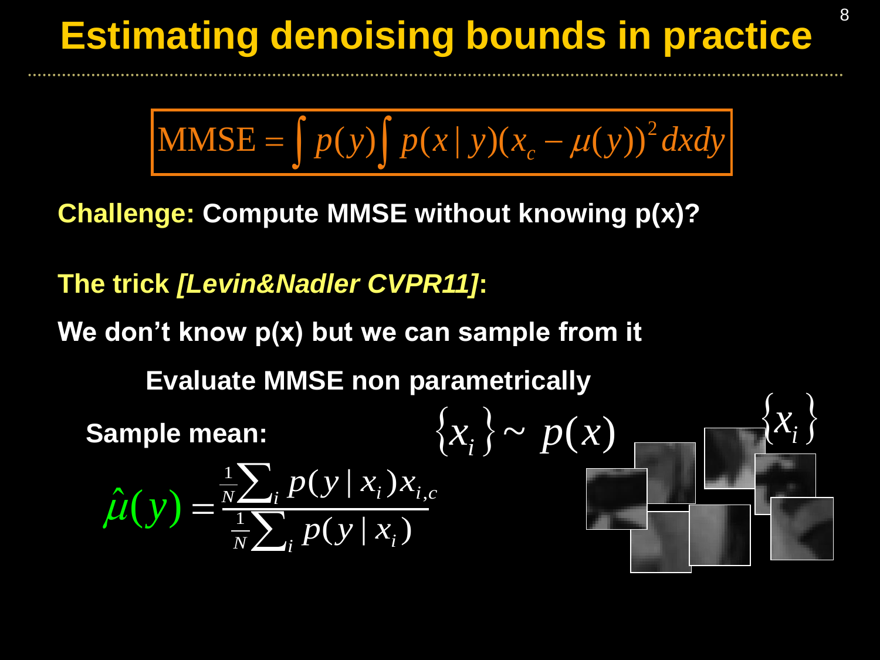# Estimating denoising bounds in practice

$$\text{MMSE} = \int p(y) \int p(x \mid y)(x_c - \mu(y))^2 \, dx dy$$

**Challenge:** **Compute MMSE without knowing p(x)?**

**The trick *[Levin&Nadler CVPR11]*:**

**We don't know p(x) but we can sample from it**

**Evaluate MMSE non parametrically**

**Sample mean:** $\{x_i\} \sim p(x)$

$$\hat{\mu}(y) = \frac{\frac{1}{N}\sum_i p(y \mid x_i) x_{i,c}}{\frac{1}{N}\sum_i p(y \mid x_i)}$$

$\{x_i\}$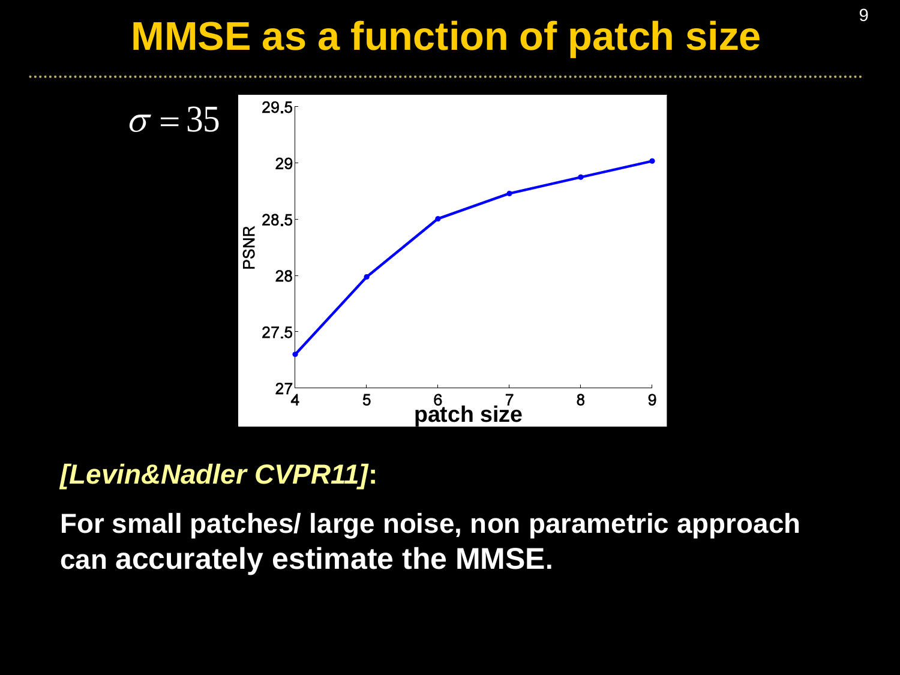# MMSE as a function of patch size

$\sigma = 35$

*[Levin&Nadler CVPR11]*:

**For small patches/ large noise, non parametric approach can accurately estimate the MMSE.**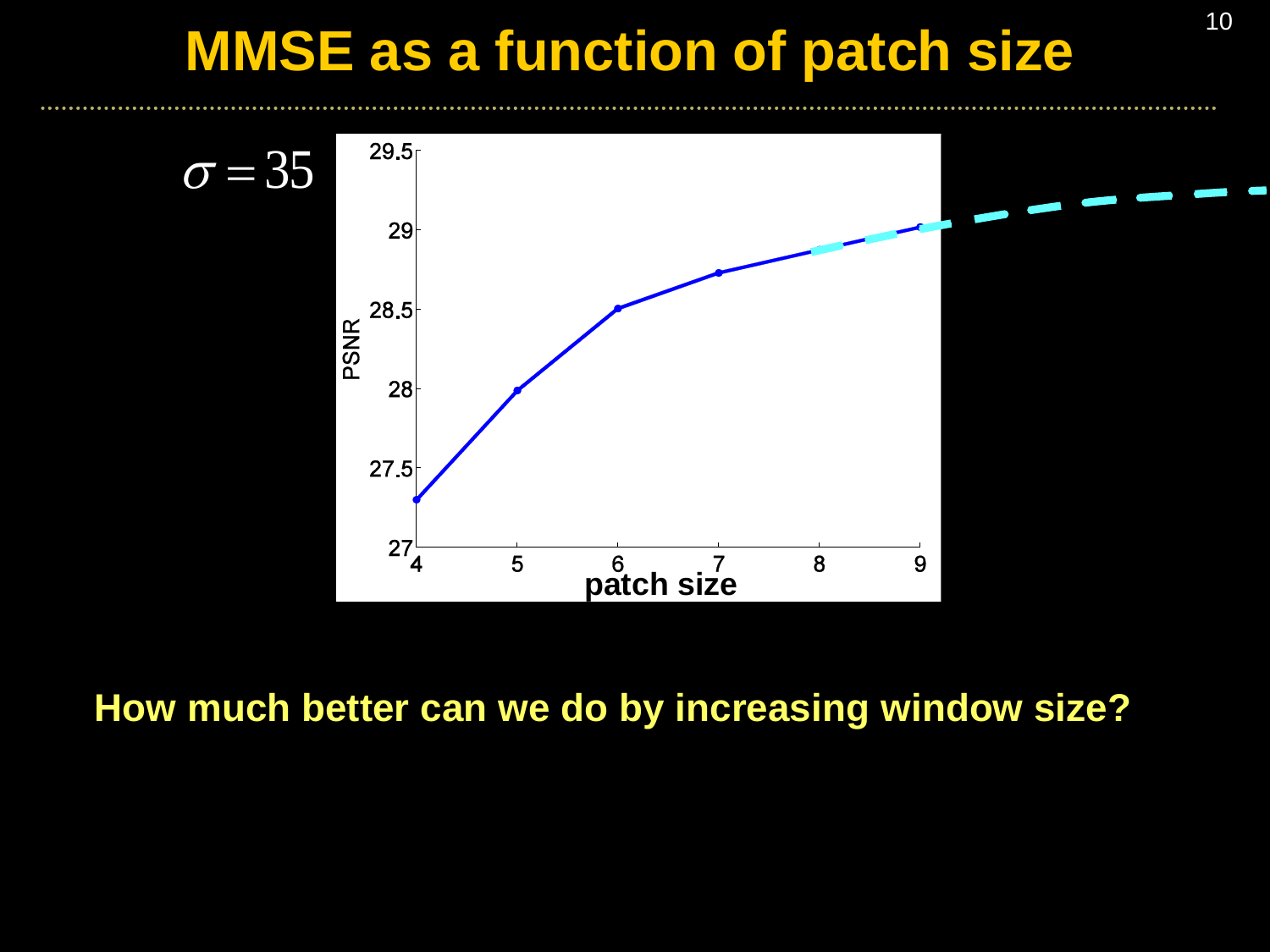# MMSE as a function of patch size

$\sigma = 35$

**How much better can we do by increasing window size?**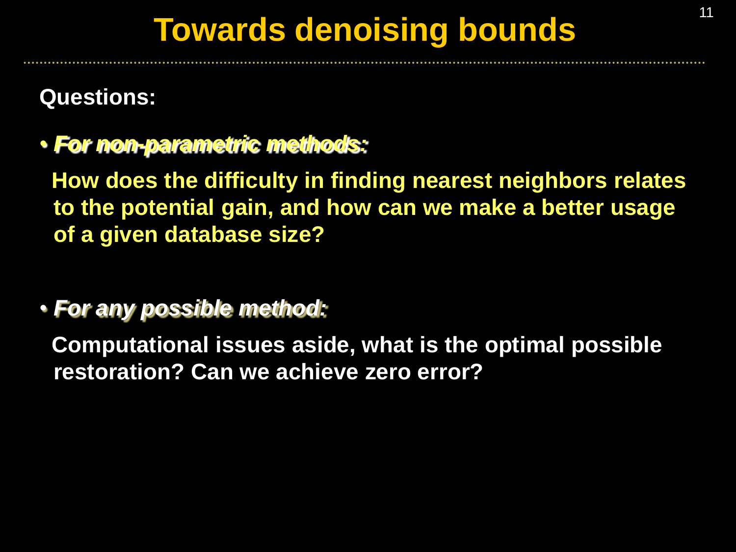# Towards denoising bounds

**Questions:**

- ***For non-parametric methods:***

  **How does the difficulty in finding nearest neighbors relates to the potential gain, and how can we make a better usage of a given database size?**

- ***For any possible method:***

  **Computational issues aside, what is the optimal possible restoration? Can we achieve zero error?**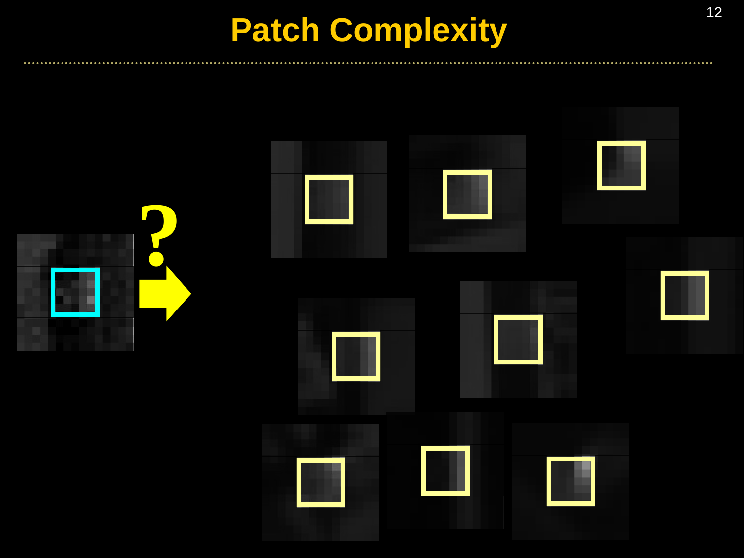# Patch Complexity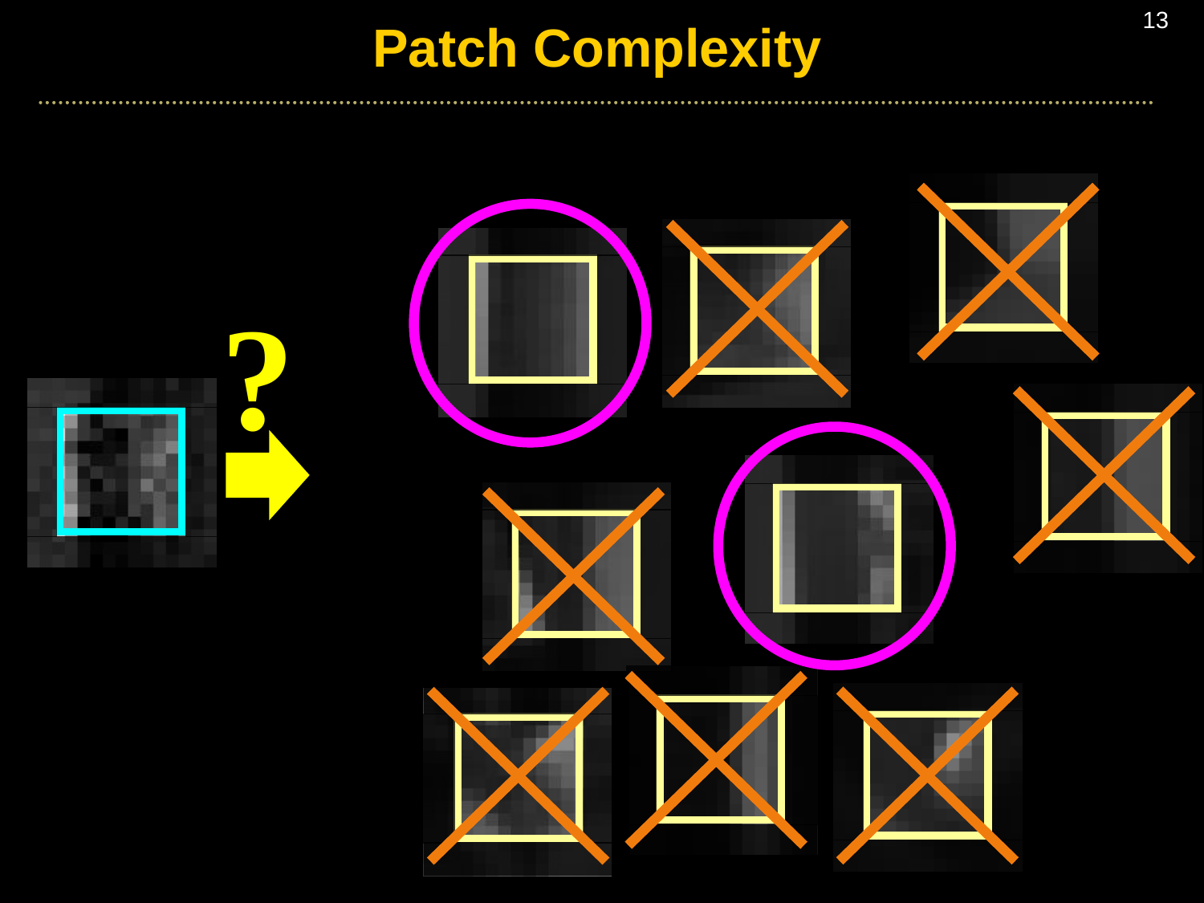# Patch Complexity

?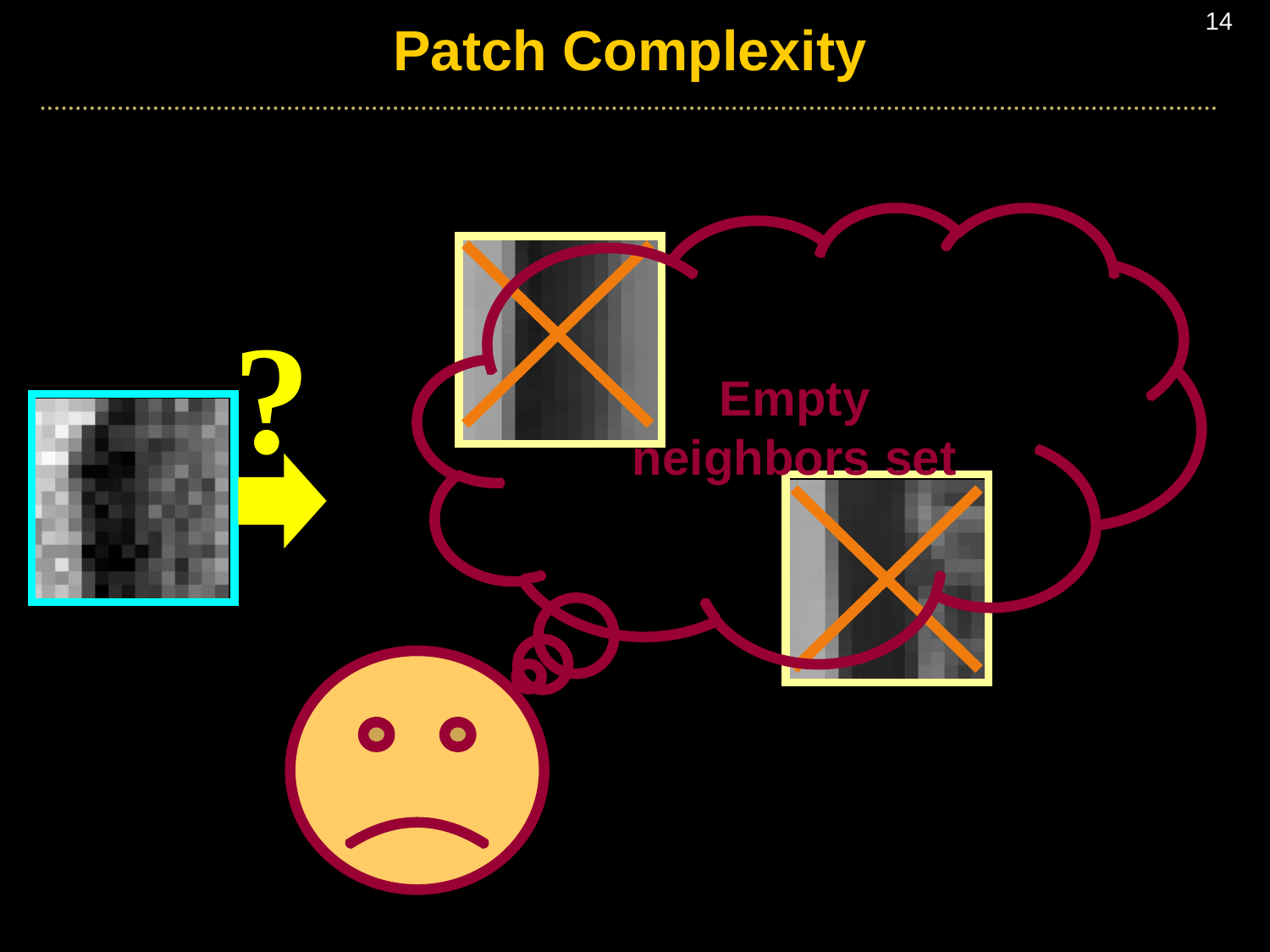# Patch Complexity

Empty neighbors set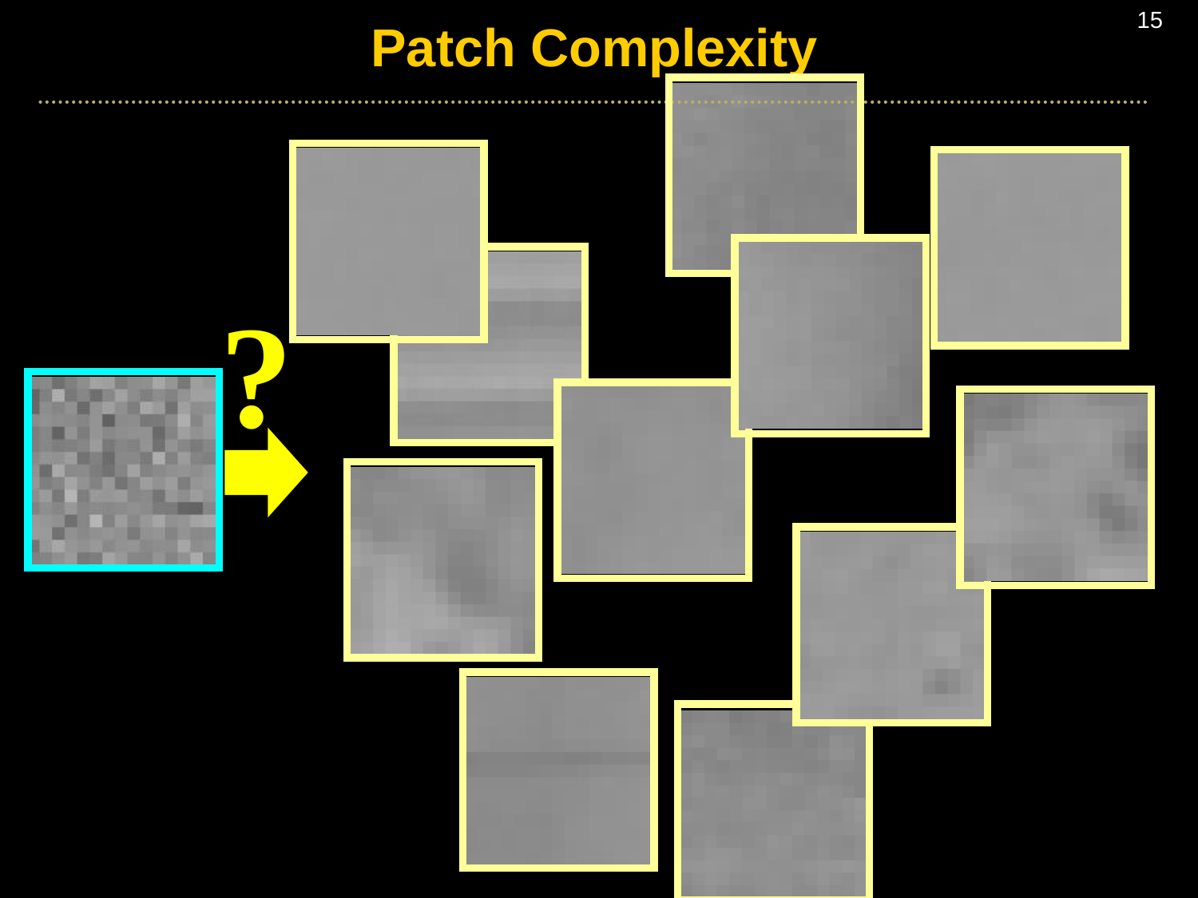# Patch Complexity

?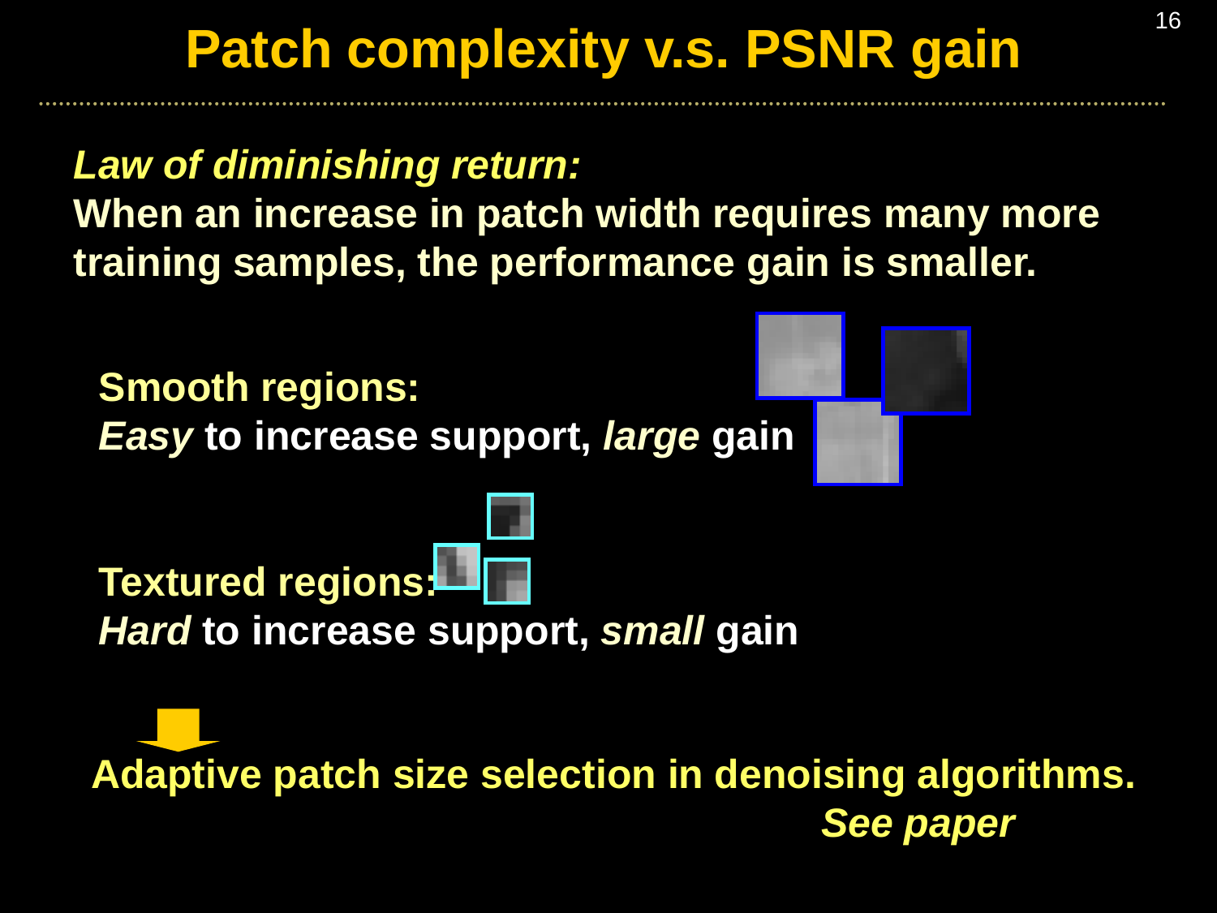# Patch complexity v.s. PSNR gain

***Law of diminishing return:***
**When an increase in patch width requires many more training samples, the performance gain is smaller.**

**Smooth regions:**
***Easy*** **to increase support,** ***large*** **gain**

**Textured regions:**
***Hard*** **to increase support,** ***small*** **gain**

**Adaptive patch size selection in denoising algorithms.**
***See paper***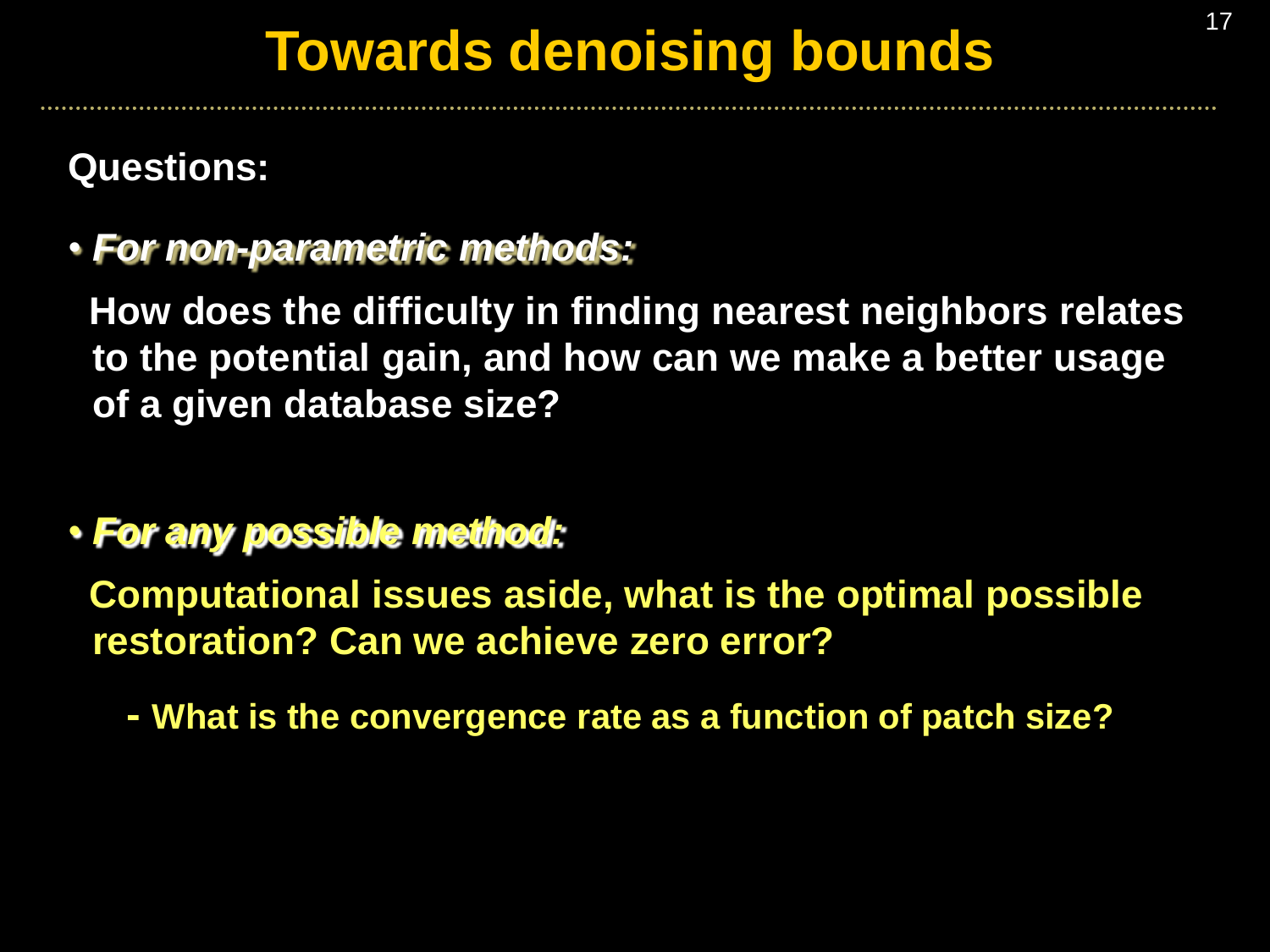# Towards denoising bounds

**Questions:**

- ***For non-parametric methods:***

  **How does the difficulty in finding nearest neighbors relates to the potential gain, and how can we make a better usage of a given database size?**

- ***For any possible method:***

  **Computational issues aside, what is the optimal possible restoration? Can we achieve zero error?**

  - **What is the convergence rate as a function of patch size?**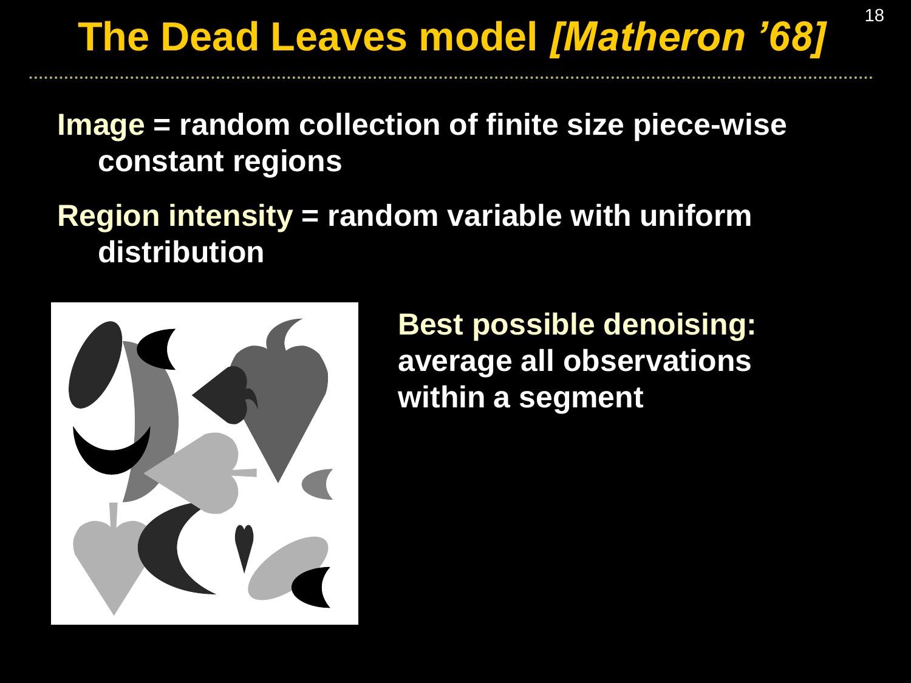# The Dead Leaves model *[Matheron '68]*

**Image** = random collection of finite size piece-wise constant regions

**Region intensity** = random variable with uniform distribution

**Best possible denoising:** average all observations within a segment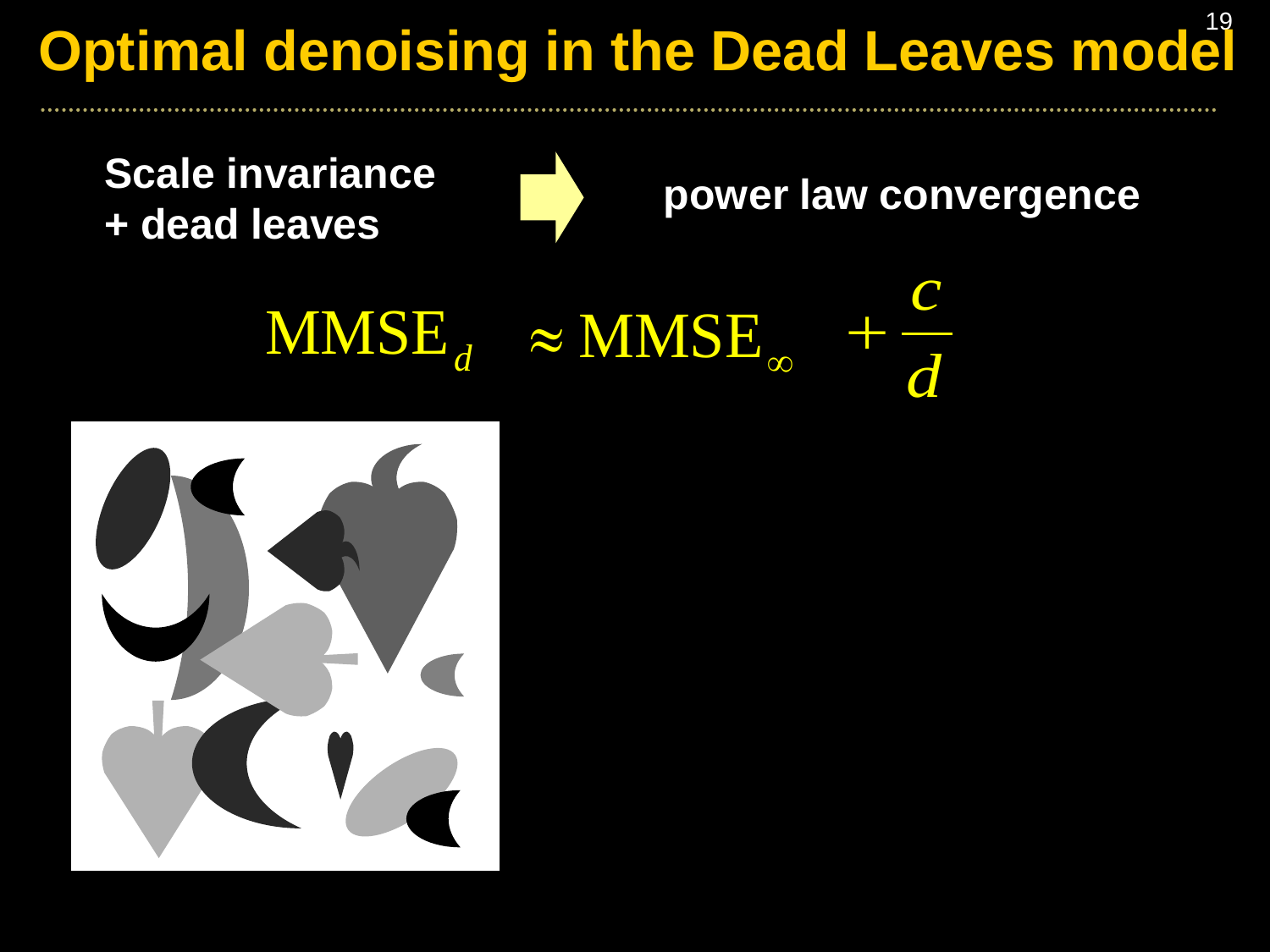# Optimal denoising in the Dead Leaves model

**Scale invariance + dead leaves** ⇒ **power law convergence**

$$\mathrm{MMSE}_d \approx \mathrm{MMSE}_\infty + \frac{c}{d}$$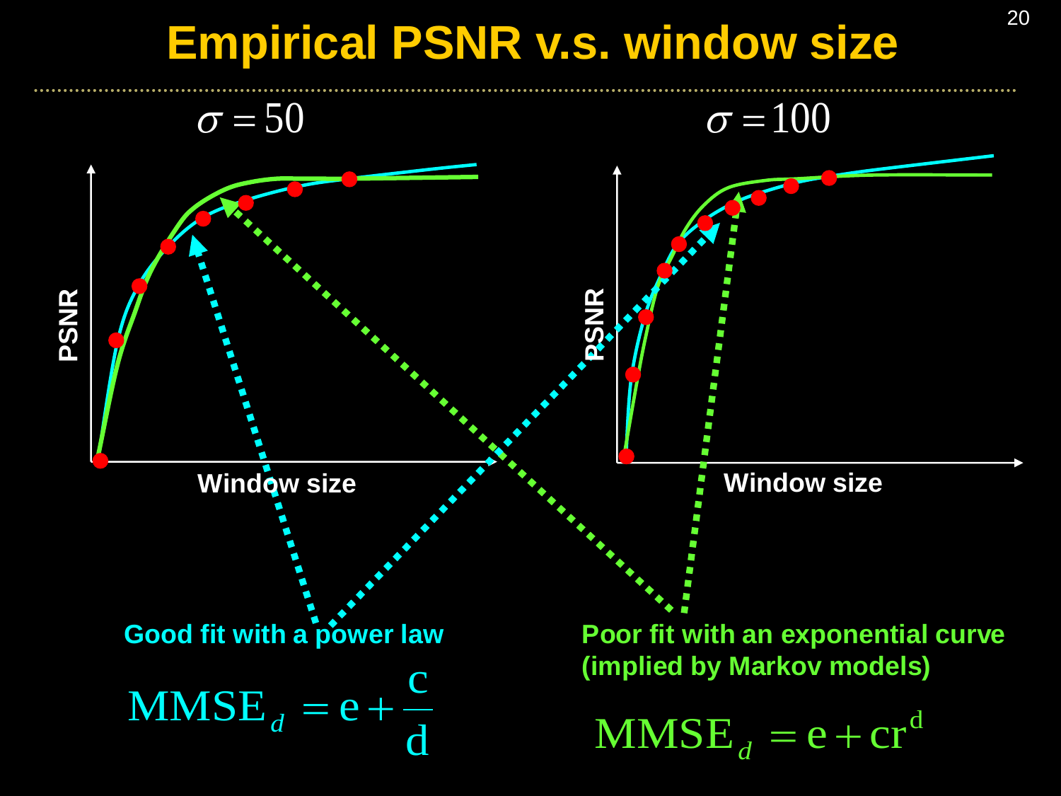# Empirical PSNR v.s. window size

$\sigma = 50$

$\sigma = 100$

PSNR

Window size

PSNR

Window size

**Good fit with a power law**

$$\mathrm{MMSE}_d = \mathrm{e} + \frac{\mathrm{c}}{\mathrm{d}}$$

**Poor fit with an exponential curve (implied by Markov models)**

$$\mathrm{MMSE}_d = \mathrm{e} + \mathrm{cr}^{\mathrm{d}}$$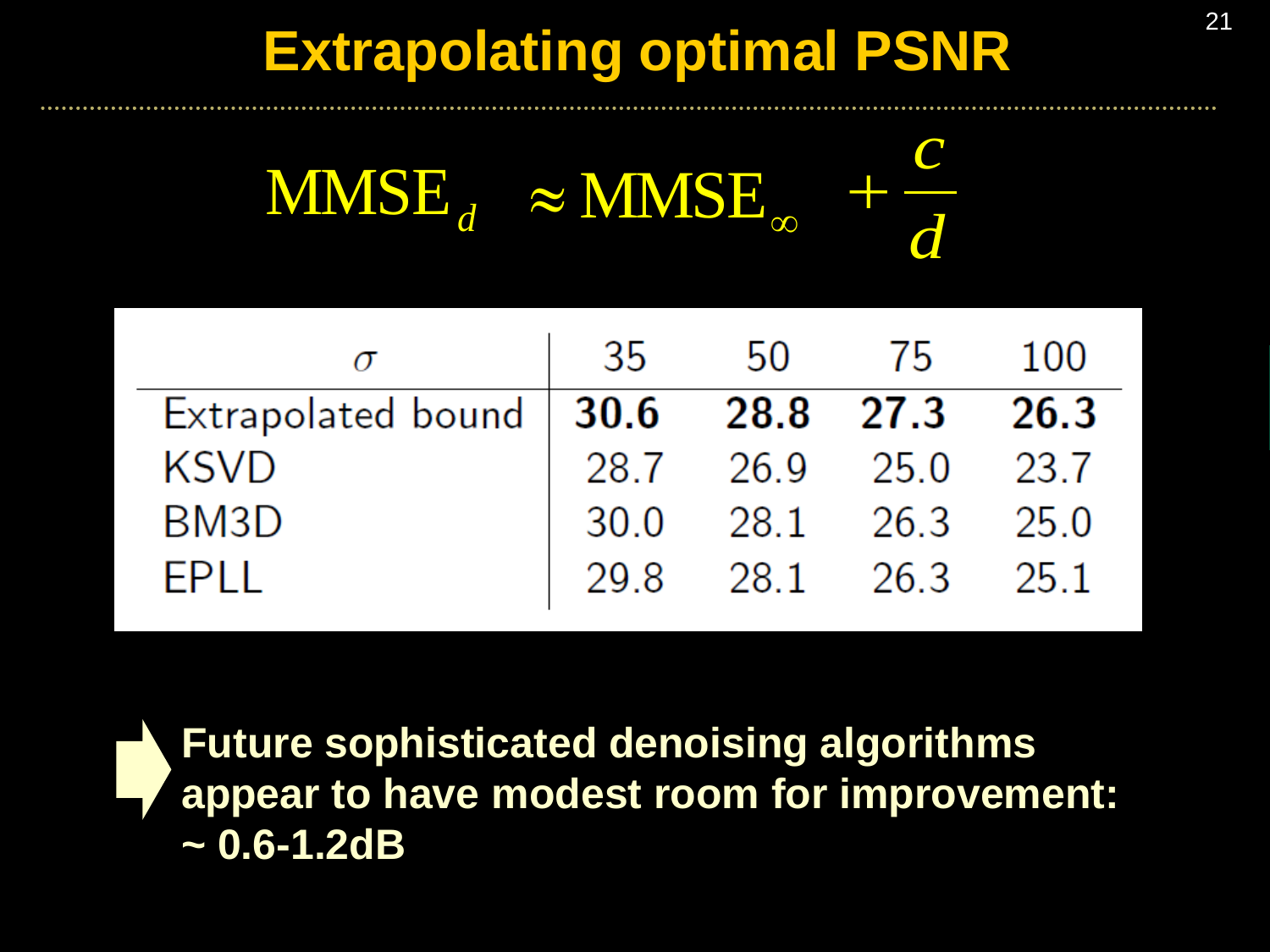# Extrapolating optimal PSNR

$$\text{MMSE}_d \approx \text{MMSE}_\infty + \frac{c}{d}$$

| $\sigma$ | 35 | 50 | 75 | 100 |
|---|---|---|---|---|
| Extrapolated bound | **30.6** | **28.8** | **27.3** | **26.3** |
| KSVD | 28.7 | 26.9 | 25.0 | 23.7 |
| BM3D | 30.0 | 28.1 | 26.3 | 25.0 |
| EPLL | 29.8 | 28.1 | 26.3 | 25.1 |

**Future sophisticated denoising algorithms appear to have modest room for improvement: ~ 0.6-1.2dB**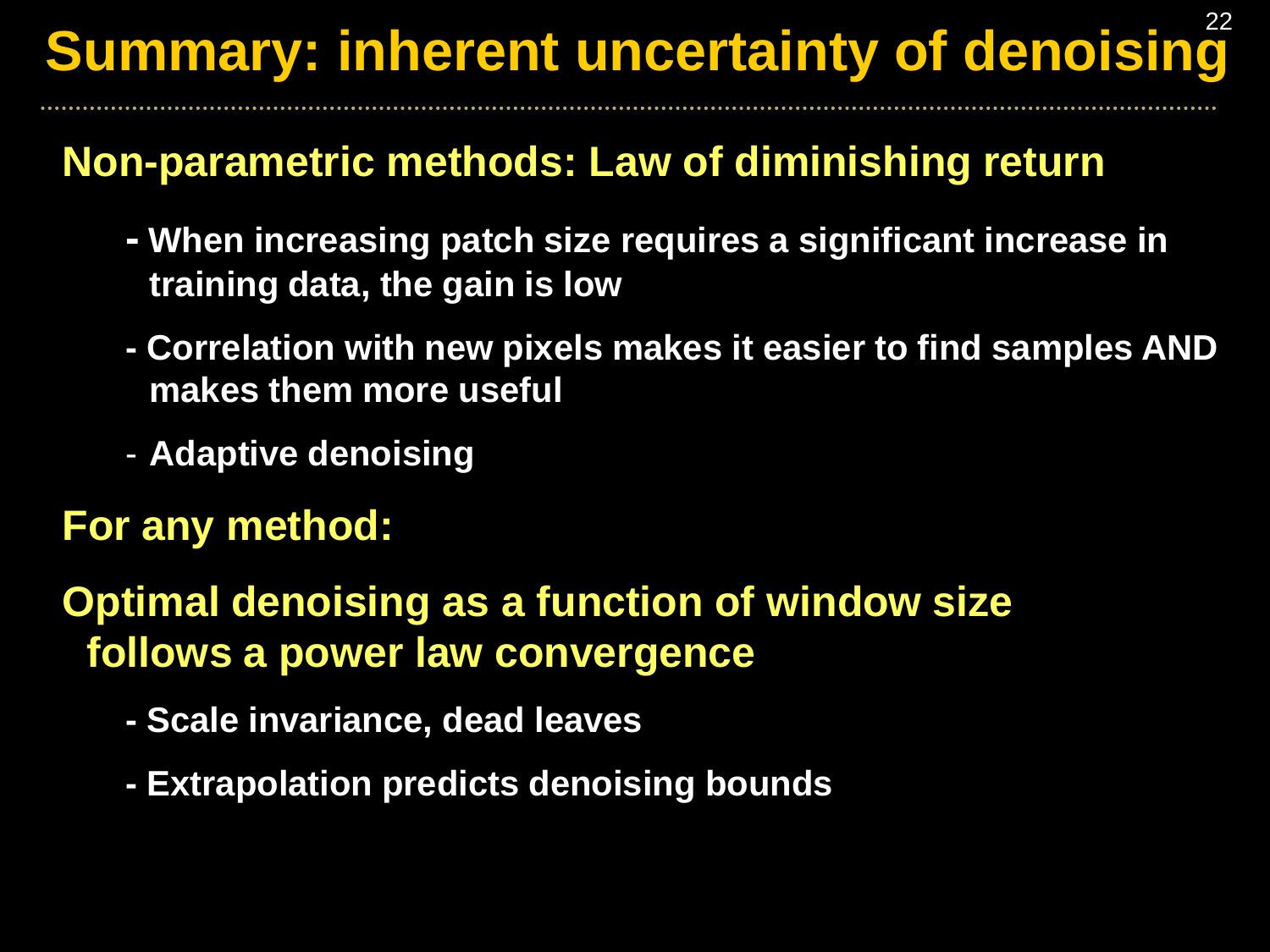# Summary: inherent uncertainty of denoising

## Non-parametric methods: Law of diminishing return

- When increasing patch size requires a significant increase in training data, the gain is low
- Correlation with new pixels makes it easier to find samples AND makes them more useful
- Adaptive denoising

## For any method:

## Optimal denoising as a function of window size follows a power law convergence

- Scale invariance, dead leaves
- Extrapolation predicts denoising bounds